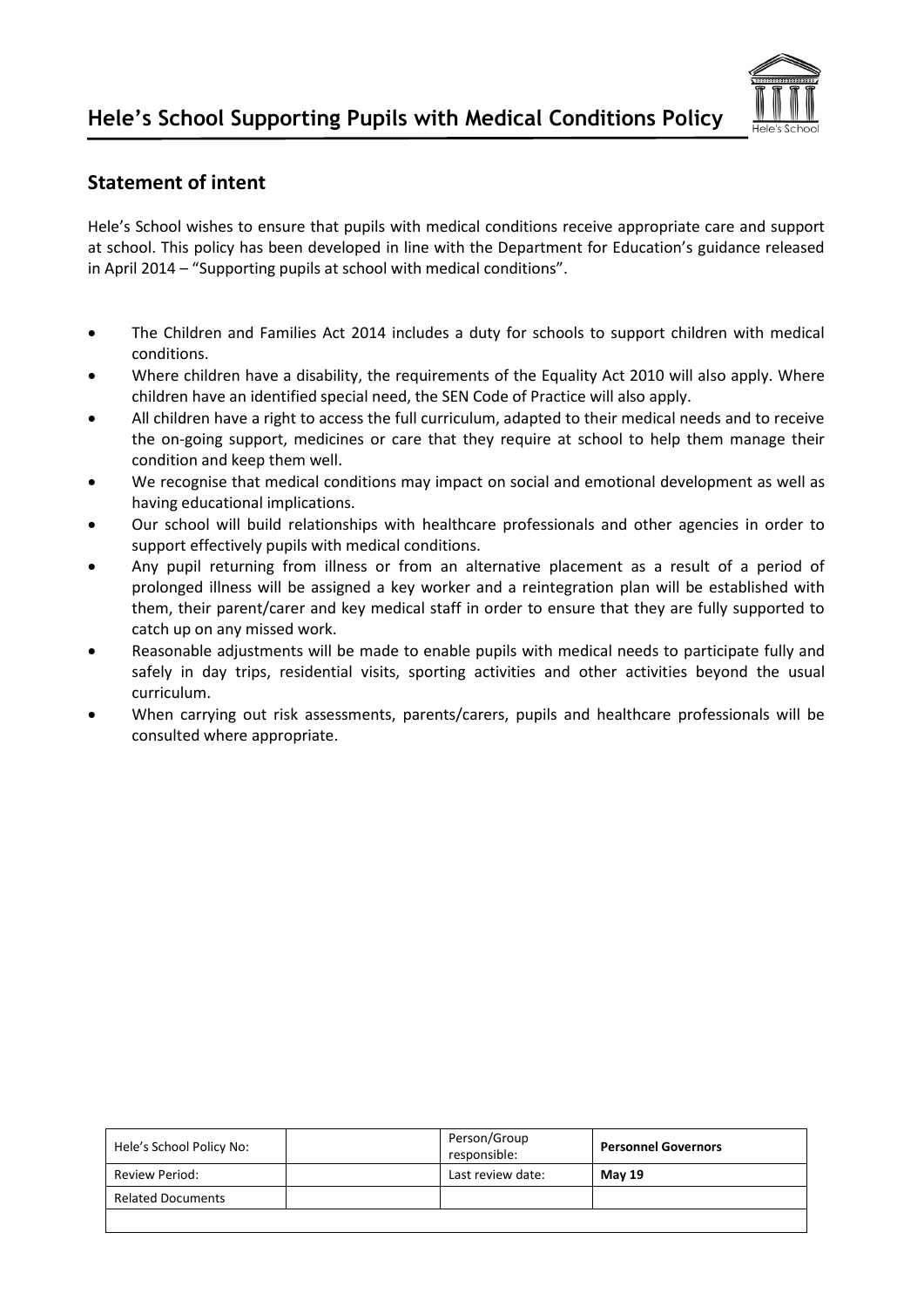# Hele's School Supporting Pupils with Medical Conditions Policy

## Statement of intent

Hele's School wishes to ensure that pupils with medical conditions receive appropriate care and support at school. This policy has been developed in line with the Department for Education's guidance released in April 2014 – "Supporting pupils at school with medical conditions".

- The Children and Families Act 2014 includes a duty for schools to support children with medical conditions.
- Where children have a disability, the requirements of the Equality Act 2010 will also apply. Where children have an identified special need, the SEN Code of Practice will also apply.
- All children have a right to access the full curriculum, adapted to their medical needs and to receive the on-going support, medicines or care that they require at school to help them manage their condition and keep them well.
- We recognise that medical conditions may impact on social and emotional development as well as having educational implications.
- Our school will build relationships with healthcare professionals and other agencies in order to support effectively pupils with medical conditions.
- Any pupil returning from illness or from an alternative placement as a result of a period of prolonged illness will be assigned a key worker and a reintegration plan will be established with them, their parent/carer and key medical staff in order to ensure that they are fully supported to catch up on any missed work.
- Reasonable adjustments will be made to enable pupils with medical needs to participate fully and safely in day trips, residential visits, sporting activities and other activities beyond the usual curriculum.
- When carrying out risk assessments, parents/carers, pupils and healthcare professionals will be consulted where appropriate.

| Hele's School Policy No: | | Person/Group responsible: | **Personnel Governors** |
|---|---|---|---|
| Review Period: | | Last review date: | **May 19** |
| Related Documents | | | |
| | | | |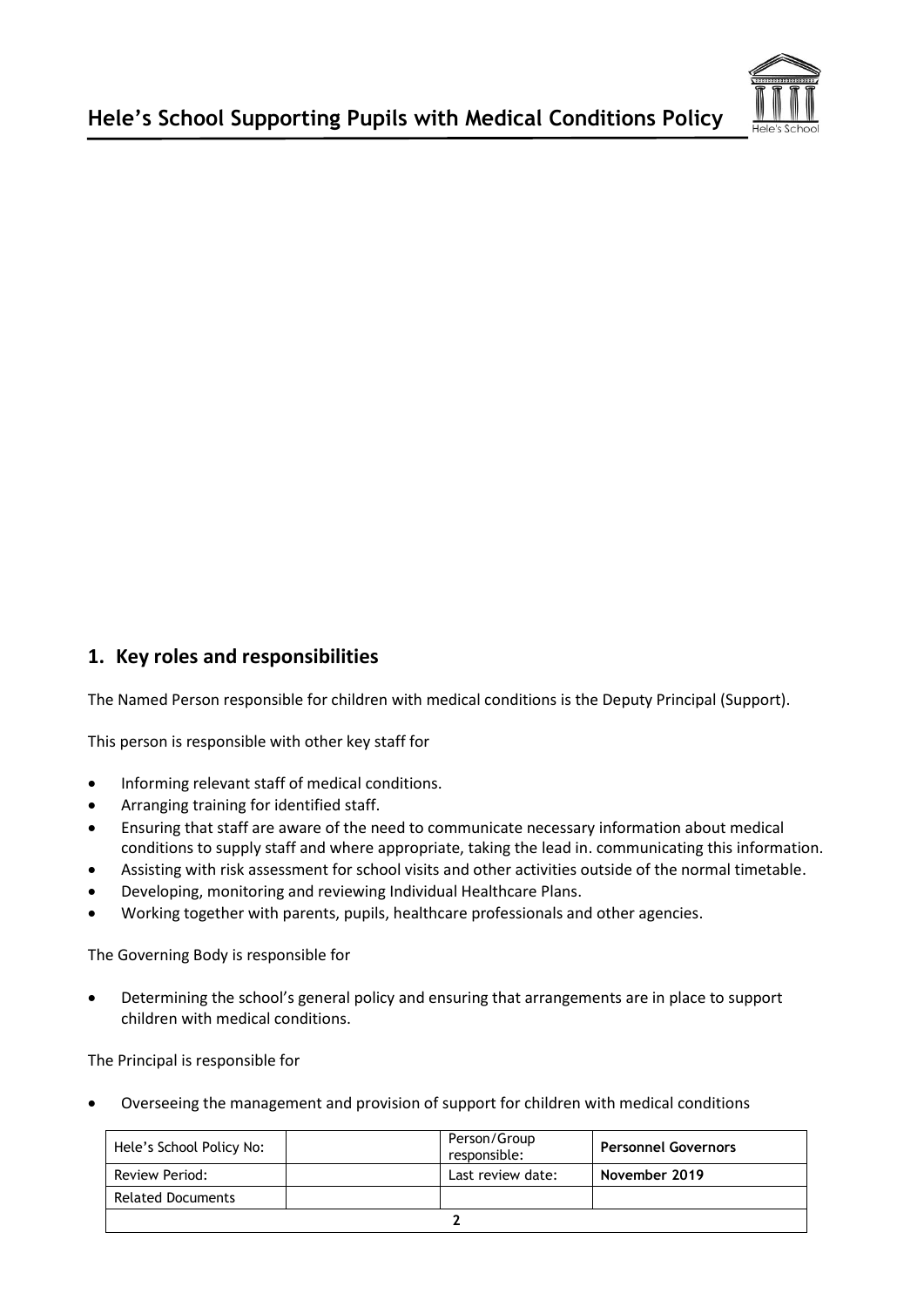## 1. Key roles and responsibilities

The Named Person responsible for children with medical conditions is the Deputy Principal (Support).

This person is responsible with other key staff for

- Informing relevant staff of medical conditions.
- Arranging training for identified staff.
- Ensuring that staff are aware of the need to communicate necessary information about medical conditions to supply staff and where appropriate, taking the lead in. communicating this information.
- Assisting with risk assessment for school visits and other activities outside of the normal timetable.
- Developing, monitoring and reviewing Individual Healthcare Plans.
- Working together with parents, pupils, healthcare professionals and other agencies.

The Governing Body is responsible for

- Determining the school's general policy and ensuring that arrangements are in place to support children with medical conditions.

The Principal is responsible for

- Overseeing the management and provision of support for children with medical conditions

| Hele's School Policy No: | | Person/Group responsible: | **Personnel Governors** |
|---|---|---|---|
| Review Period: | | Last review date: | **November 2019** |
| Related Documents | | | |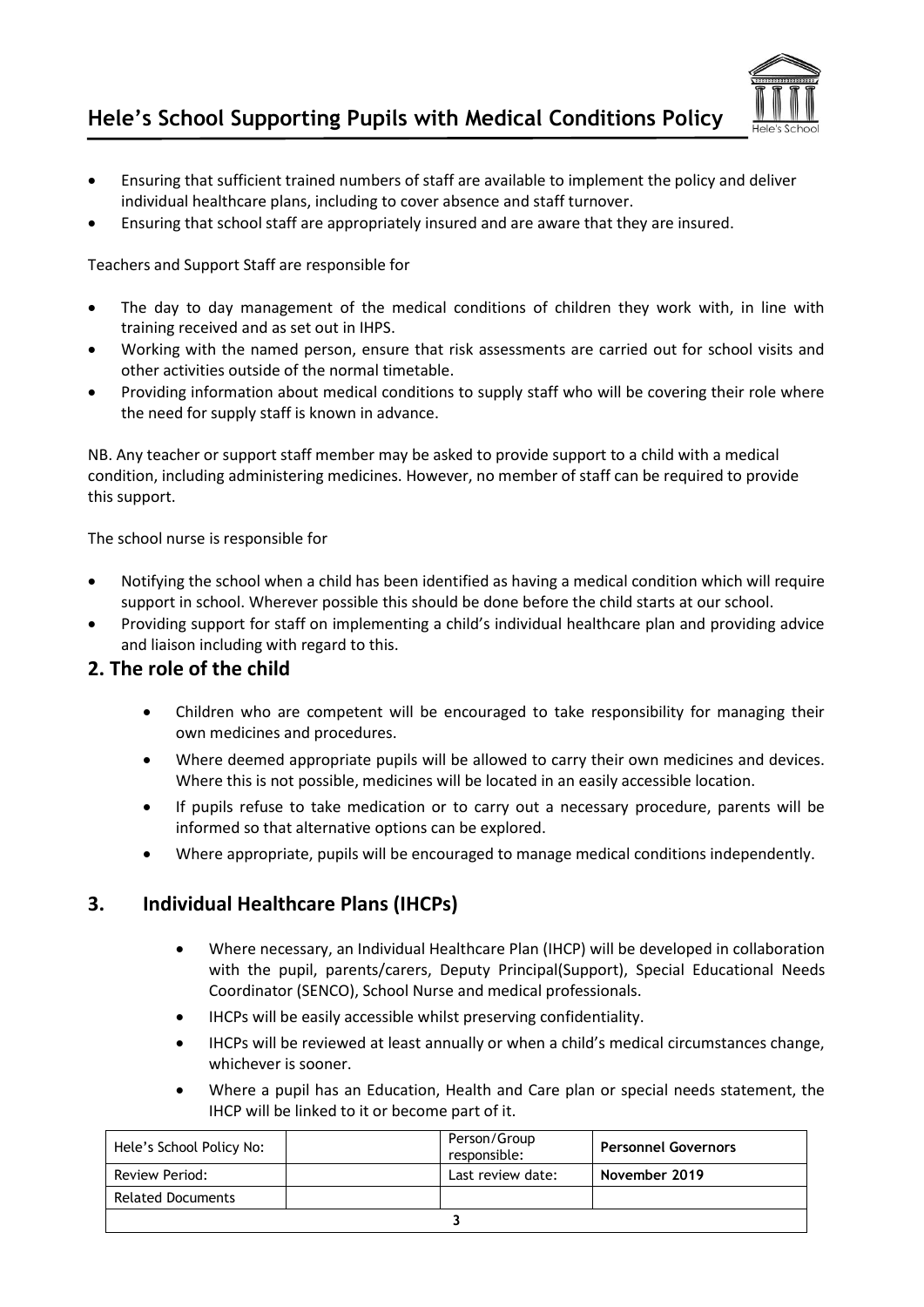- Ensuring that sufficient trained numbers of staff are available to implement the policy and deliver individual healthcare plans, including to cover absence and staff turnover.
- Ensuring that school staff are appropriately insured and are aware that they are insured.

Teachers and Support Staff are responsible for

- The day to day management of the medical conditions of children they work with, in line with training received and as set out in IHPS.
- Working with the named person, ensure that risk assessments are carried out for school visits and other activities outside of the normal timetable.
- Providing information about medical conditions to supply staff who will be covering their role where the need for supply staff is known in advance.

NB. Any teacher or support staff member may be asked to provide support to a child with a medical condition, including administering medicines. However, no member of staff can be required to provide this support.

The school nurse is responsible for

- Notifying the school when a child has been identified as having a medical condition which will require support in school. Wherever possible this should be done before the child starts at our school.
- Providing support for staff on implementing a child's individual healthcare plan and providing advice and liaison including with regard to this.

## 2. The role of the child

- Children who are competent will be encouraged to take responsibility for managing their own medicines and procedures.
- Where deemed appropriate pupils will be allowed to carry their own medicines and devices. Where this is not possible, medicines will be located in an easily accessible location.
- If pupils refuse to take medication or to carry out a necessary procedure, parents will be informed so that alternative options can be explored.
- Where appropriate, pupils will be encouraged to manage medical conditions independently.

## 3. Individual Healthcare Plans (IHCPs)

- Where necessary, an Individual Healthcare Plan (IHCP) will be developed in collaboration with the pupil, parents/carers, Deputy Principal(Support), Special Educational Needs Coordinator (SENCO), School Nurse and medical professionals.
- IHCPs will be easily accessible whilst preserving confidentiality.
- IHCPs will be reviewed at least annually or when a child's medical circumstances change, whichever is sooner.
- Where a pupil has an Education, Health and Care plan or special needs statement, the IHCP will be linked to it or become part of it.

| Hele's School Policy No: | | Person/Group responsible: | **Personnel Governors** |
|---|---|---|---|
| Review Period: | | Last review date: | **November 2019** |
| Related Documents | | | |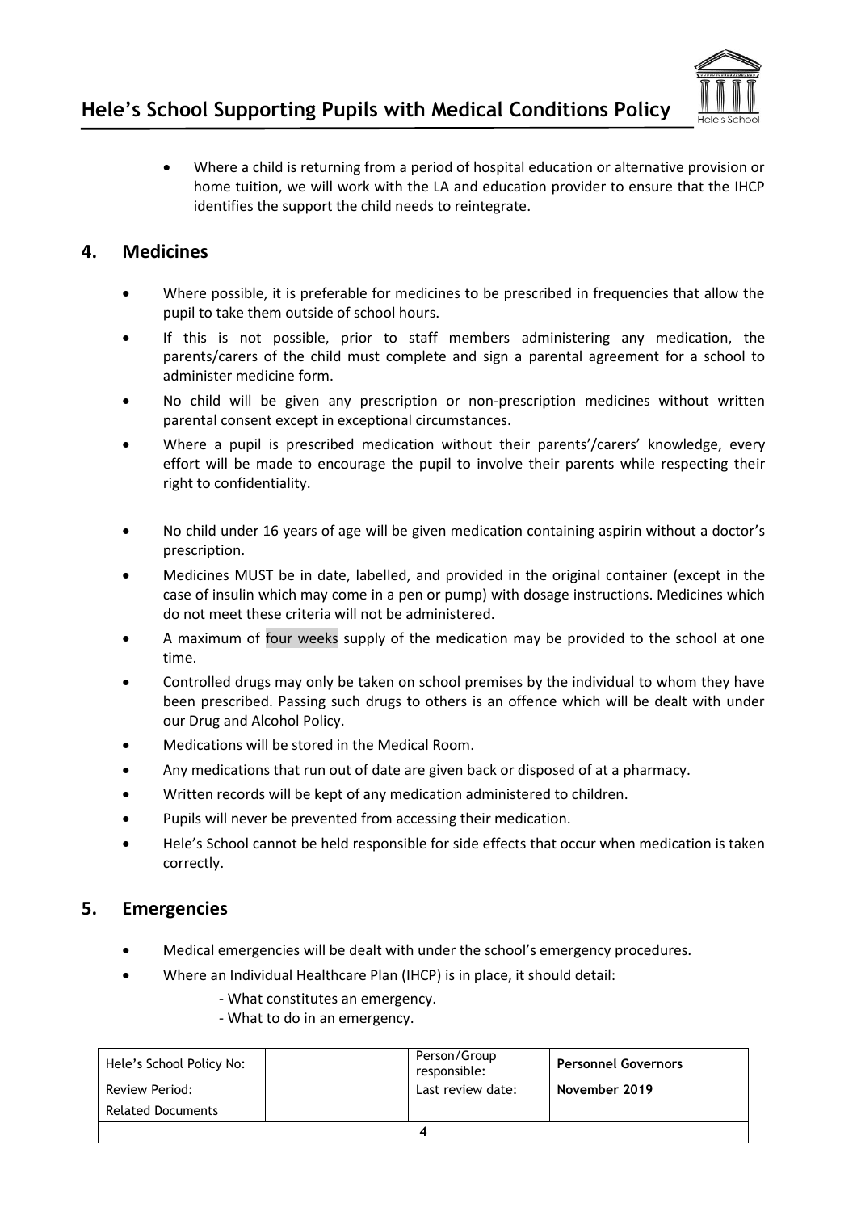- Where a child is returning from a period of hospital education or alternative provision or home tuition, we will work with the LA and education provider to ensure that the IHCP identifies the support the child needs to reintegrate.

## 4. Medicines

- Where possible, it is preferable for medicines to be prescribed in frequencies that allow the pupil to take them outside of school hours.
- If this is not possible, prior to staff members administering any medication, the parents/carers of the child must complete and sign a parental agreement for a school to administer medicine form.
- No child will be given any prescription or non-prescription medicines without written parental consent except in exceptional circumstances.
- Where a pupil is prescribed medication without their parents'/carers' knowledge, every effort will be made to encourage the pupil to involve their parents while respecting their right to confidentiality.
- No child under 16 years of age will be given medication containing aspirin without a doctor's prescription.
- Medicines MUST be in date, labelled, and provided in the original container (except in the case of insulin which may come in a pen or pump) with dosage instructions. Medicines which do not meet these criteria will not be administered.
- A maximum of four weeks supply of the medication may be provided to the school at one time.
- Controlled drugs may only be taken on school premises by the individual to whom they have been prescribed. Passing such drugs to others is an offence which will be dealt with under our Drug and Alcohol Policy.
- Medications will be stored in the Medical Room.
- Any medications that run out of date are given back or disposed of at a pharmacy.
- Written records will be kept of any medication administered to children.
- Pupils will never be prevented from accessing their medication.
- Hele's School cannot be held responsible for side effects that occur when medication is taken correctly.

## 5. Emergencies

- Medical emergencies will be dealt with under the school's emergency procedures.
- Where an Individual Healthcare Plan (IHCP) is in place, it should detail:
  - What constitutes an emergency.
  - What to do in an emergency.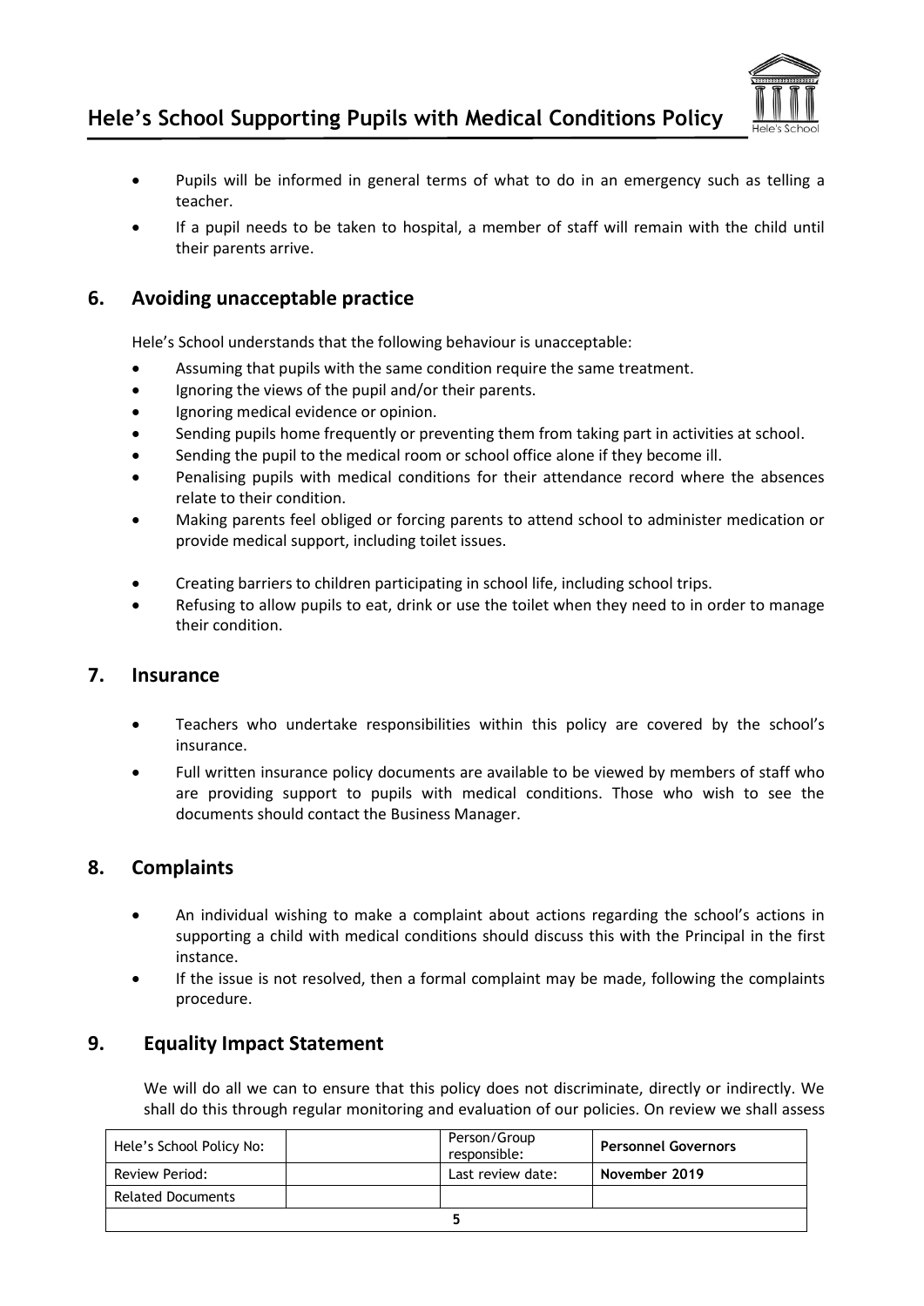- Pupils will be informed in general terms of what to do in an emergency such as telling a teacher.
- If a pupil needs to be taken to hospital, a member of staff will remain with the child until their parents arrive.

## 6. Avoiding unacceptable practice

Hele's School understands that the following behaviour is unacceptable:

- Assuming that pupils with the same condition require the same treatment.
- Ignoring the views of the pupil and/or their parents.
- Ignoring medical evidence or opinion.
- Sending pupils home frequently or preventing them from taking part in activities at school.
- Sending the pupil to the medical room or school office alone if they become ill.
- Penalising pupils with medical conditions for their attendance record where the absences relate to their condition.
- Making parents feel obliged or forcing parents to attend school to administer medication or provide medical support, including toilet issues.
- Creating barriers to children participating in school life, including school trips.
- Refusing to allow pupils to eat, drink or use the toilet when they need to in order to manage their condition.

## 7. Insurance

- Teachers who undertake responsibilities within this policy are covered by the school's insurance.
- Full written insurance policy documents are available to be viewed by members of staff who are providing support to pupils with medical conditions. Those who wish to see the documents should contact the Business Manager.

## 8. Complaints

- An individual wishing to make a complaint about actions regarding the school's actions in supporting a child with medical conditions should discuss this with the Principal in the first instance.
- If the issue is not resolved, then a formal complaint may be made, following the complaints procedure.

## 9. Equality Impact Statement

We will do all we can to ensure that this policy does not discriminate, directly or indirectly. We shall do this through regular monitoring and evaluation of our policies. On review we shall assess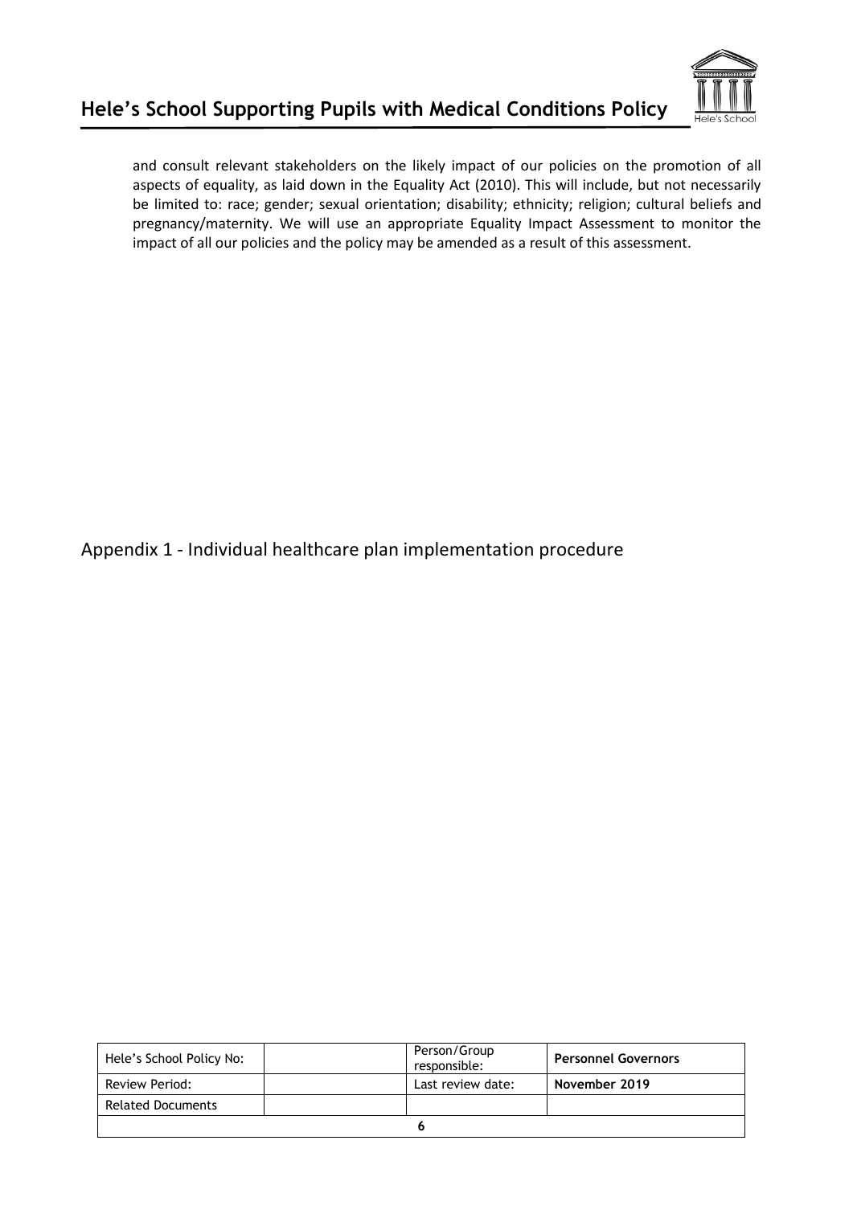and consult relevant stakeholders on the likely impact of our policies on the promotion of all aspects of equality, as laid down in the Equality Act (2010). This will include, but not necessarily be limited to: race; gender; sexual orientation; disability; ethnicity; religion; cultural beliefs and pregnancy/maternity. We will use an appropriate Equality Impact Assessment to monitor the impact of all our policies and the policy may be amended as a result of this assessment.

## Appendix 1 - Individual healthcare plan implementation procedure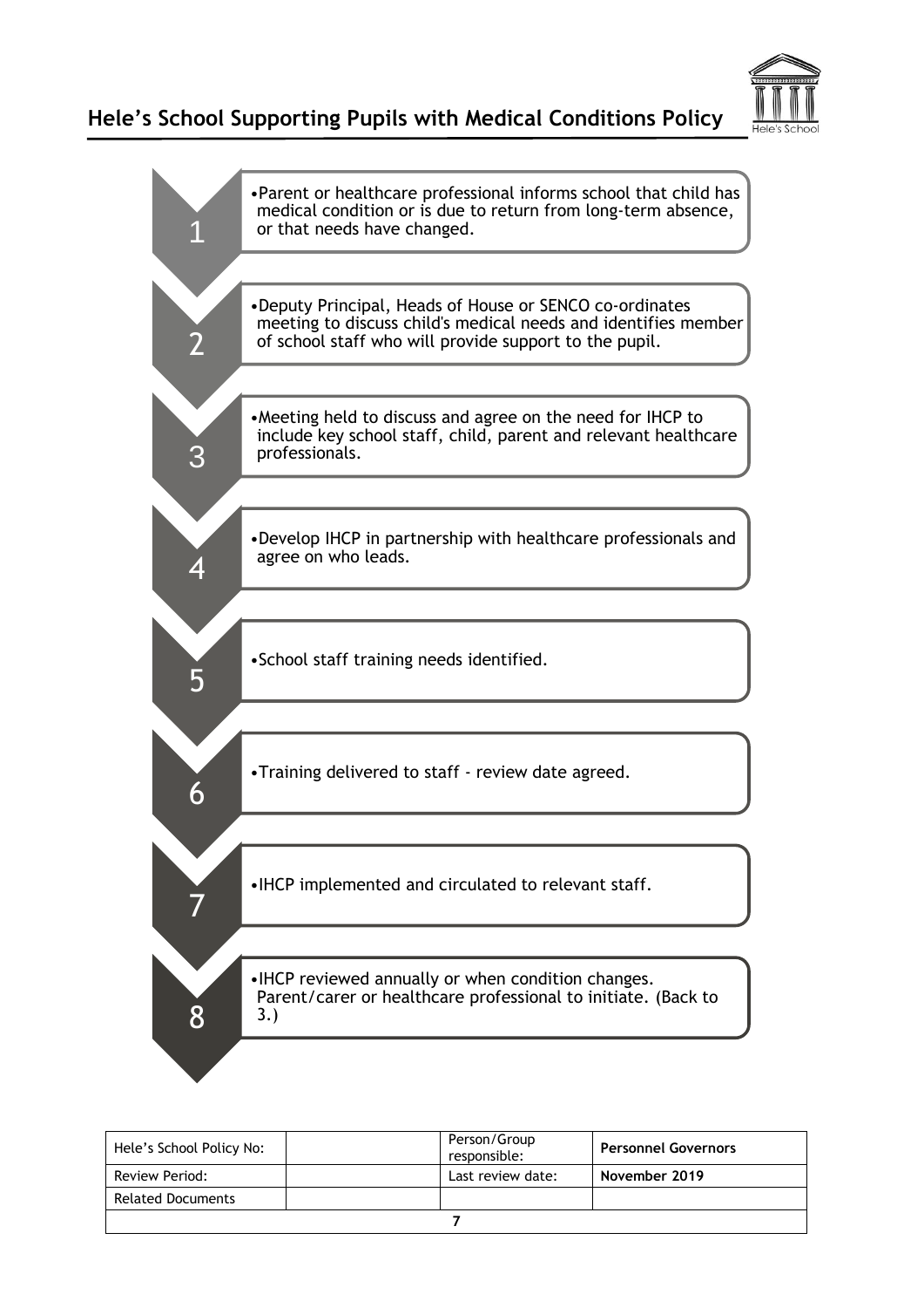1. Parent or healthcare professional informs school that child has medical condition or is due to return from long-term absence, or that needs have changed.

2. Deputy Principal, Heads of House or SENCO co-ordinates meeting to discuss child's medical needs and identifies member of school staff who will provide support to the pupil.

3. Meeting held to discuss and agree on the need for IHCP to include key school staff, child, parent and relevant healthcare professionals.

4. Develop IHCP in partnership with healthcare professionals and agree on who leads.

5. School staff training needs identified.

6. Training delivered to staff - review date agreed.

7. IHCP implemented and circulated to relevant staff.

8. IHCP reviewed annually or when condition changes. Parent/carer or healthcare professional to initiate. (Back to 3.)

| Hele's School Policy No: | | Person/Group responsible: | **Personnel Governors** |
|---|---|---|---|
| Review Period: | | Last review date: | **November 2019** |
| Related Documents | | | |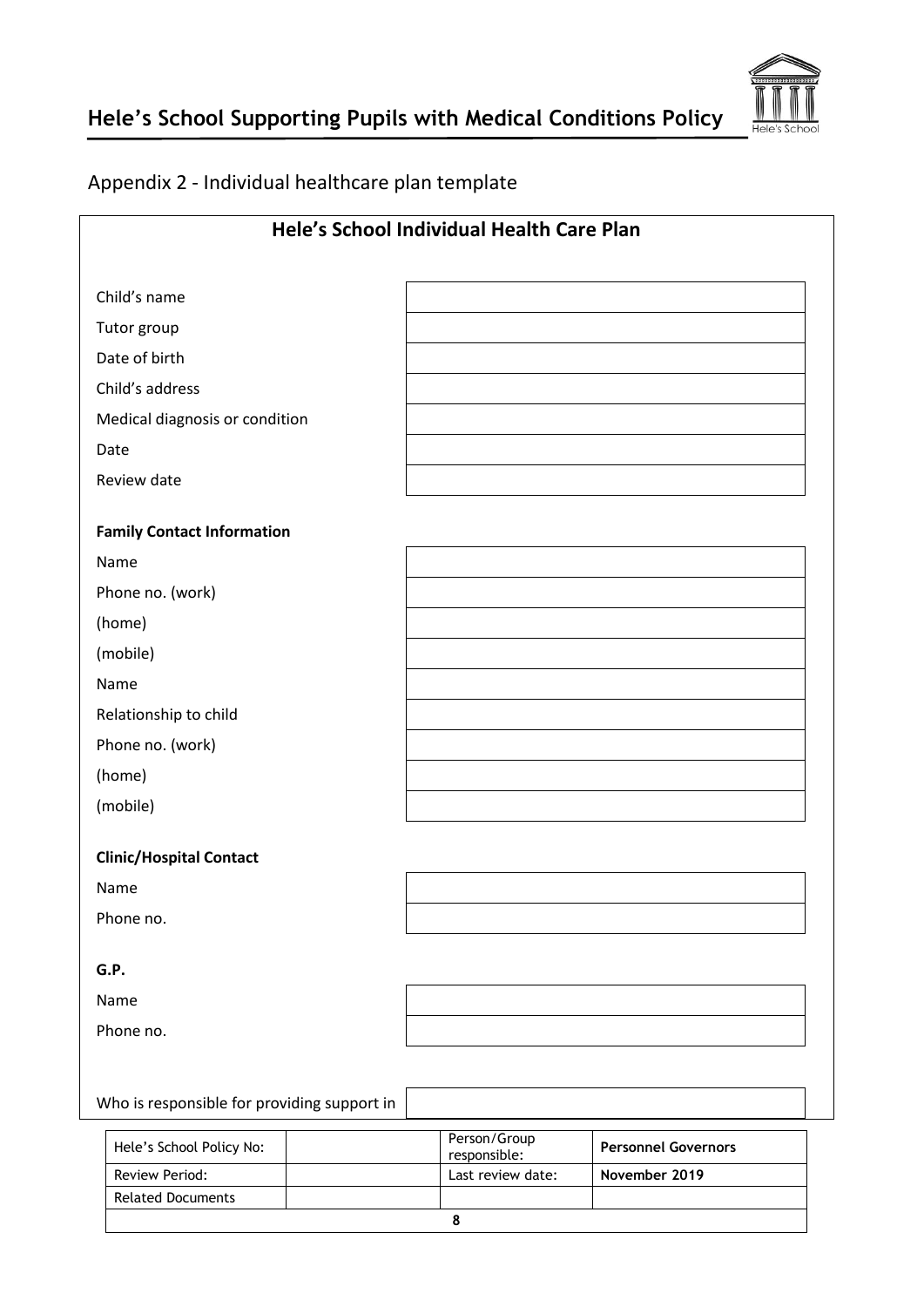## Appendix 2 - Individual healthcare plan template

### Hele's School Individual Health Care Plan

| | |
|---|---|
| Child's name | |
| Tutor group | |
| Date of birth | |
| Child's address | |
| Medical diagnosis or condition | |
| Date | |
| Review date | |

**Family Contact Information**

| | |
|---|---|
| Name | |
| Phone no. (work) | |
| (home) | |
| (mobile) | |
| Name | |
| Relationship to child | |
| Phone no. (work) | |
| (home) | |
| (mobile) | |

**Clinic/Hospital Contact**

| | |
|---|---|
| Name | |
| Phone no. | |

**G.P.**

| | |
|---|---|
| Name | |
| Phone no. | |

| | |
|---|---|
| Who is responsible for providing support in | |

| | | | |
|---|---|---|---|
| Hele's School Policy No: | | Person/Group responsible: | **Personnel Governors** |
| Review Period: | | Last review date: | **November 2019** |
| Related Documents | | | |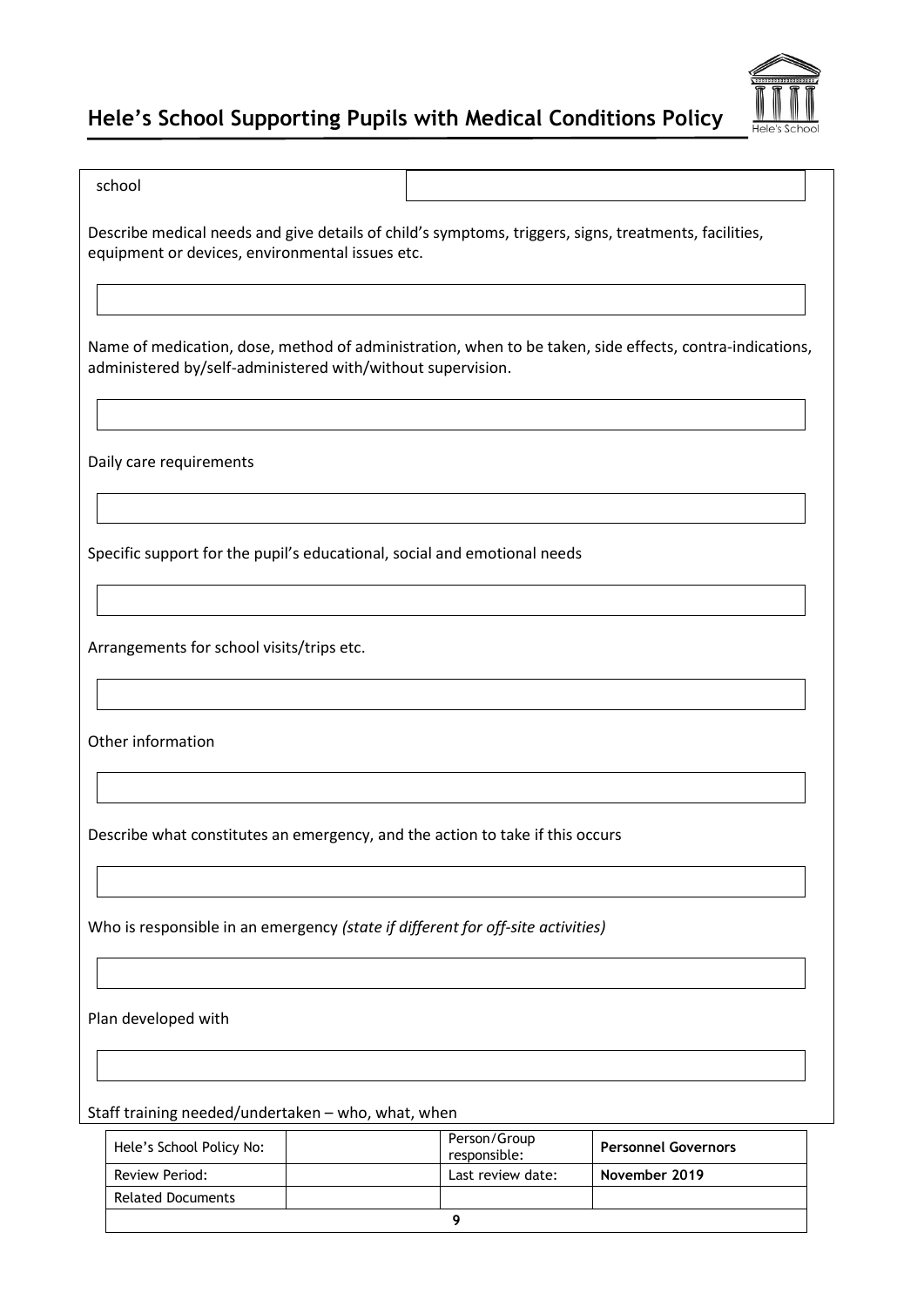| school | |
|---|---|

Describe medical needs and give details of child's symptoms, triggers, signs, treatments, facilities, equipment or devices, environmental issues etc.

| |
|---|

Name of medication, dose, method of administration, when to be taken, side effects, contra-indications, administered by/self-administered with/without supervision.

| |
|---|

Daily care requirements

| |
|---|

Specific support for the pupil's educational, social and emotional needs

| |
|---|

Arrangements for school visits/trips etc.

| |
|---|

Other information

| |
|---|

Describe what constitutes an emergency, and the action to take if this occurs

| |
|---|

Who is responsible in an emergency *(state if different for off-site activities)*

| |
|---|

Plan developed with

| |
|---|

Staff training needed/undertaken – who, what, when

| Hele's School Policy No: | | Person/Group responsible: | **Personnel Governors** |
|---|---|---|---|
| Review Period: | | Last review date: | **November 2019** |
| Related Documents | | | |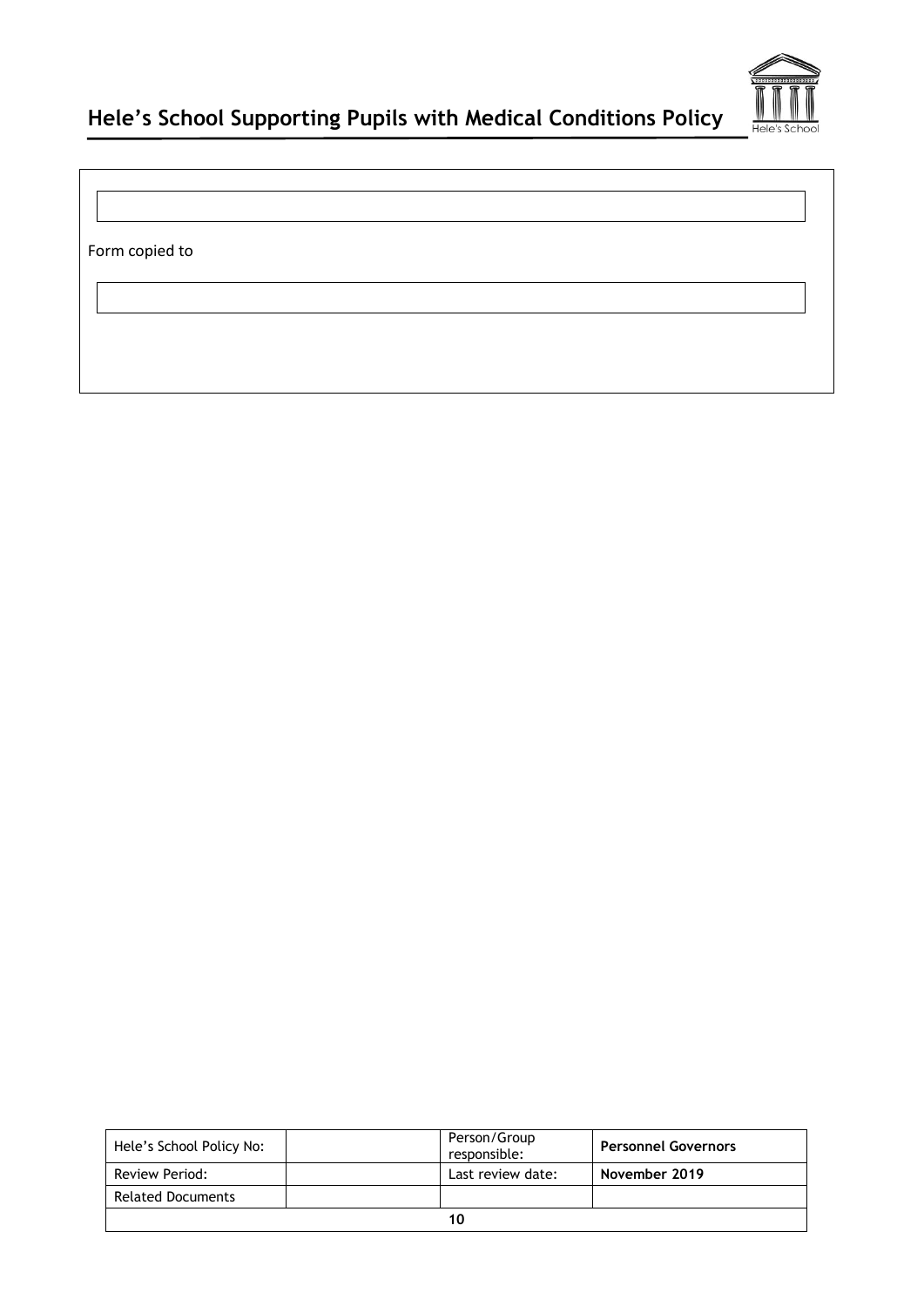Form copied to

|  |
|---|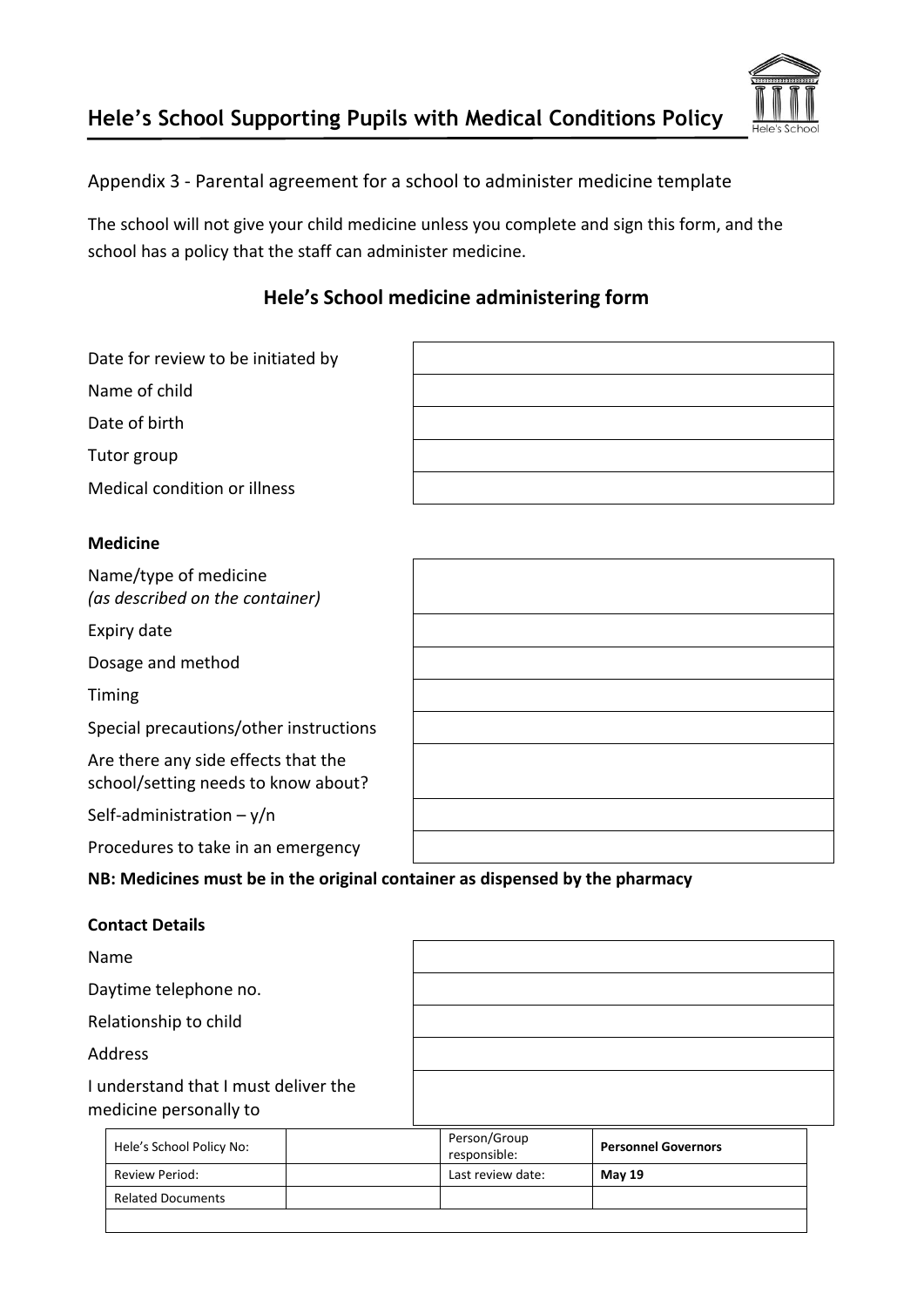# Hele's School Supporting Pupils with Medical Conditions Policy

Appendix 3 - Parental agreement for a school to administer medicine template

The school will not give your child medicine unless you complete and sign this form, and the school has a policy that the staff can administer medicine.

## Hele's School medicine administering form

| | |
|---|---|
| Date for review to be initiated by | |
| Name of child | |
| Date of birth | |
| Tutor group | |
| Medical condition or illness | |

**Medicine**

| | |
|---|---|
| Name/type of medicine *(as described on the container)* | |
| Expiry date | |
| Dosage and method | |
| Timing | |
| Special precautions/other instructions | |
| Are there any side effects that the school/setting needs to know about? | |
| Self-administration – y/n | |
| Procedures to take in an emergency | |

**NB: Medicines must be in the original container as dispensed by the pharmacy**

**Contact Details**

| | |
|---|---|
| Name | |
| Daytime telephone no. | |
| Relationship to child | |
| Address | |
| I understand that I must deliver the medicine personally to | |

| Hele's School Policy No: | | Person/Group responsible: | **Personnel Governors** |
|---|---|---|---|
| Review Period: | | Last review date: | **May 19** |
| Related Documents | | | |
| | | | |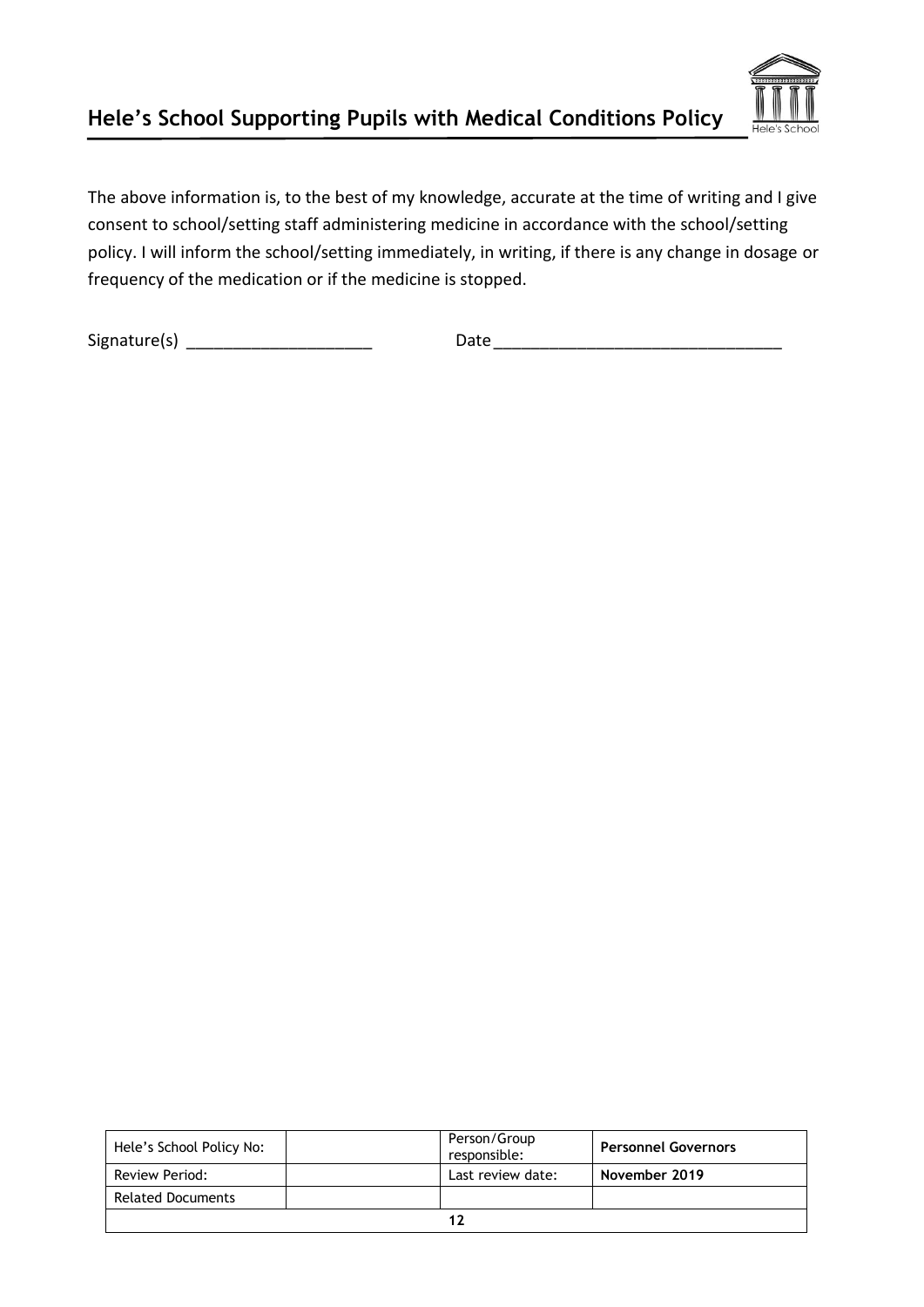The above information is, to the best of my knowledge, accurate at the time of writing and I give consent to school/setting staff administering medicine in accordance with the school/setting policy. I will inform the school/setting immediately, in writing, if there is any change in dosage or frequency of the medication or if the medicine is stopped.

Signature(s) ____________________ Date ________________________________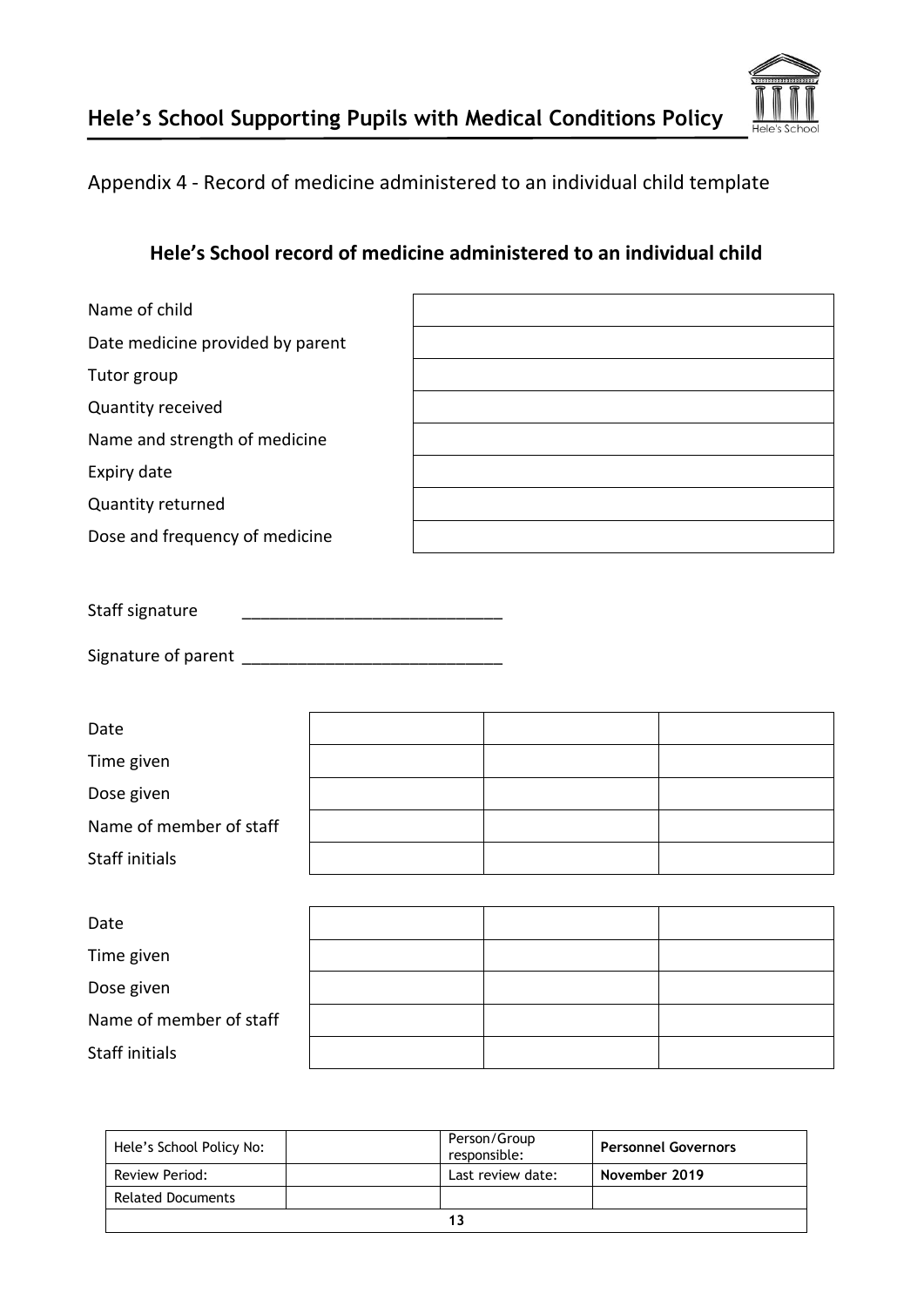Appendix 4 - Record of medicine administered to an individual child template

## Hele's School record of medicine administered to an individual child

| | |
|---|---|
| Name of child | |
| Date medicine provided by parent | |
| Tutor group | |
| Quantity received | |
| Name and strength of medicine | |
| Expiry date | |
| Quantity returned | |
| Dose and frequency of medicine | |

Staff signature ______________________________

Signature of parent ______________________________

| | | | |
|---|---|---|---|
| Date | | | |
| Time given | | | |
| Dose given | | | |
| Name of member of staff | | | |
| Staff initials | | | |

| | | | |
|---|---|---|---|
| Date | | | |
| Time given | | | |
| Dose given | | | |
| Name of member of staff | | | |
| Staff initials | | | |

| | | | |
|---|---|---|---|
| Hele's School Policy No: | | Person/Group responsible: | **Personnel Governors** |
| Review Period: | | Last review date: | **November 2019** |
| Related Documents | | | |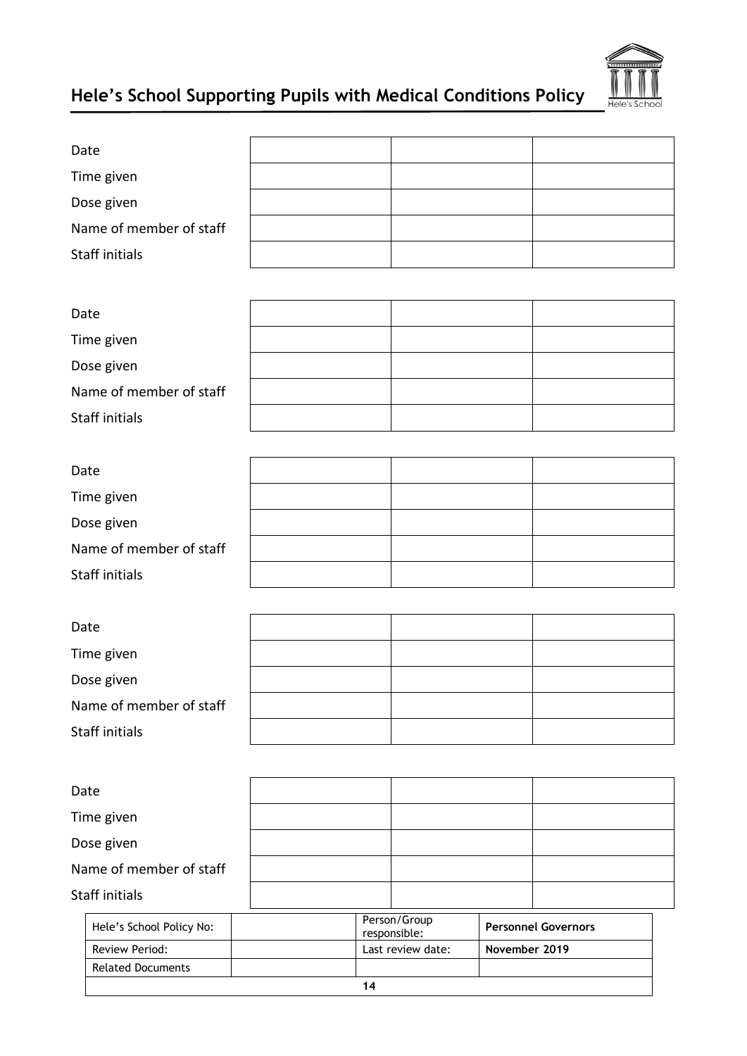| | | | |
|---|---|---|---|
| Date | | | |
| Time given | | | |
| Dose given | | | |
| Name of member of staff | | | |
| Staff initials | | | |

| | | | |
|---|---|---|---|
| Date | | | |
| Time given | | | |
| Dose given | | | |
| Name of member of staff | | | |
| Staff initials | | | |

| | | | |
|---|---|---|---|
| Date | | | |
| Time given | | | |
| Dose given | | | |
| Name of member of staff | | | |
| Staff initials | | | |

| | | | |
|---|---|---|---|
| Date | | | |
| Time given | | | |
| Dose given | | | |
| Name of member of staff | | | |
| Staff initials | | | |

| | | | |
|---|---|---|---|
| Date | | | |
| Time given | | | |
| Dose given | | | |
| Name of member of staff | | | |
| Staff initials | | | |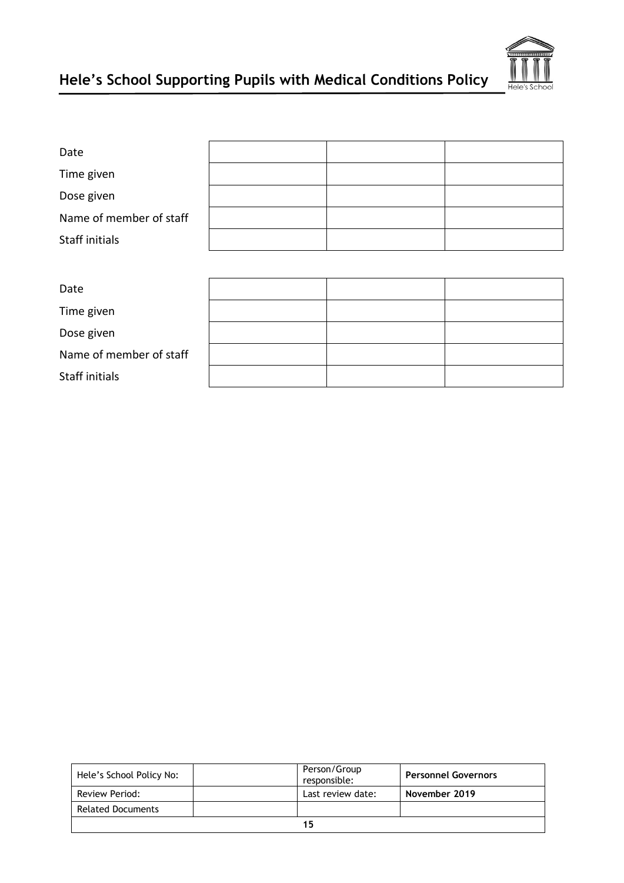| | | | |
|---|---|---|---|
| Date | | | |
| Time given | | | |
| Dose given | | | |
| Name of member of staff | | | |
| Staff initials | | | |

| | | | |
|---|---|---|---|
| Date | | | |
| Time given | | | |
| Dose given | | | |
| Name of member of staff | | | |
| Staff initials | | | |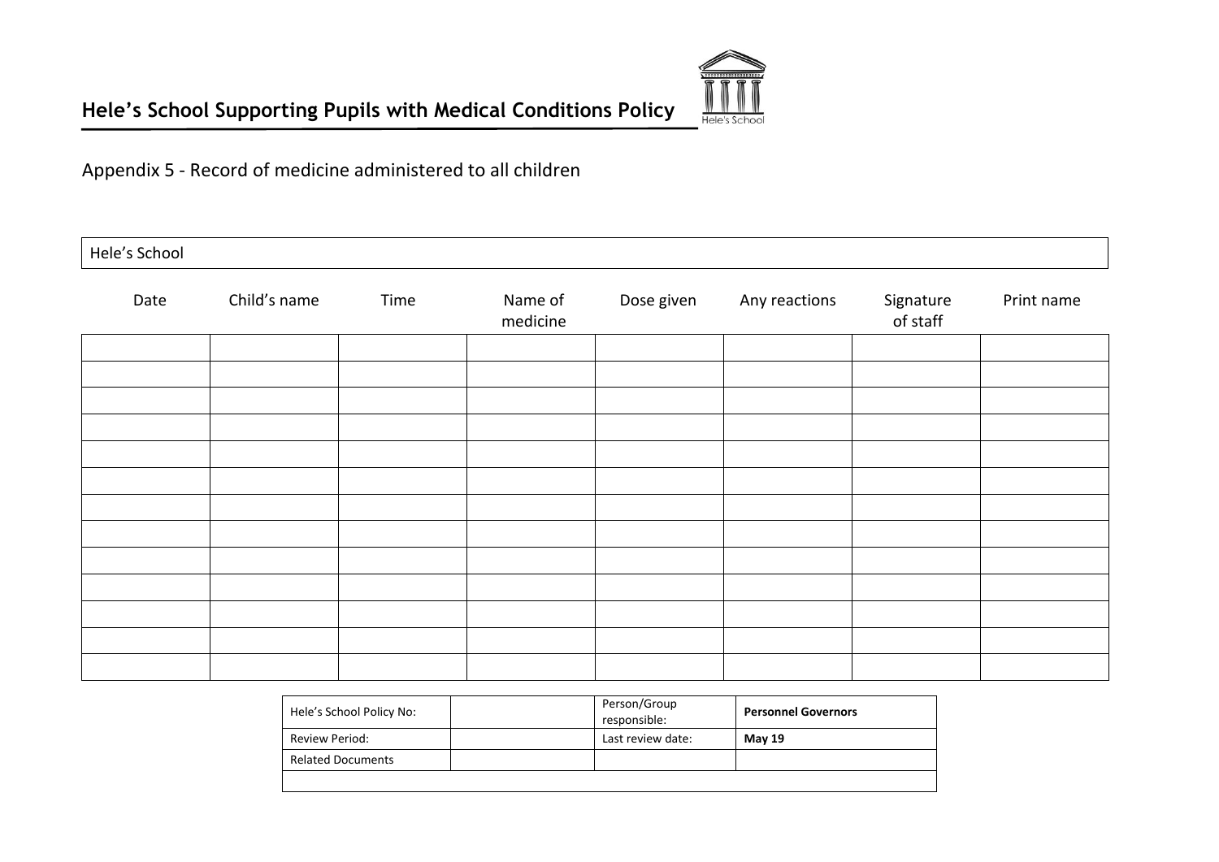# Hele's School Supporting Pupils with Medical Conditions Policy

Appendix 5 - Record of medicine administered to all children

| Hele's School | | | | | | | |
|---|---|---|---|---|---|---|---|
| Date | Child's name | Time | Name of medicine | Dose given | Any reactions | Signature of staff | Print name |
| | | | | | | | |
| | | | | | | | |
| | | | | | | | |
| | | | | | | | |
| | | | | | | | |
| | | | | | | | |
| | | | | | | | |
| | | | | | | | |
| | | | | | | | |
| | | | | | | | |
| | | | | | | | |
| | | | | | | | |
| | | | | | | | |

| Hele's School Policy No: | | Person/Group responsible: | **Personnel Governors** |
|---|---|---|---|
| Review Period: | | Last review date: | **May 19** |
| Related Documents | | | |
| | | | |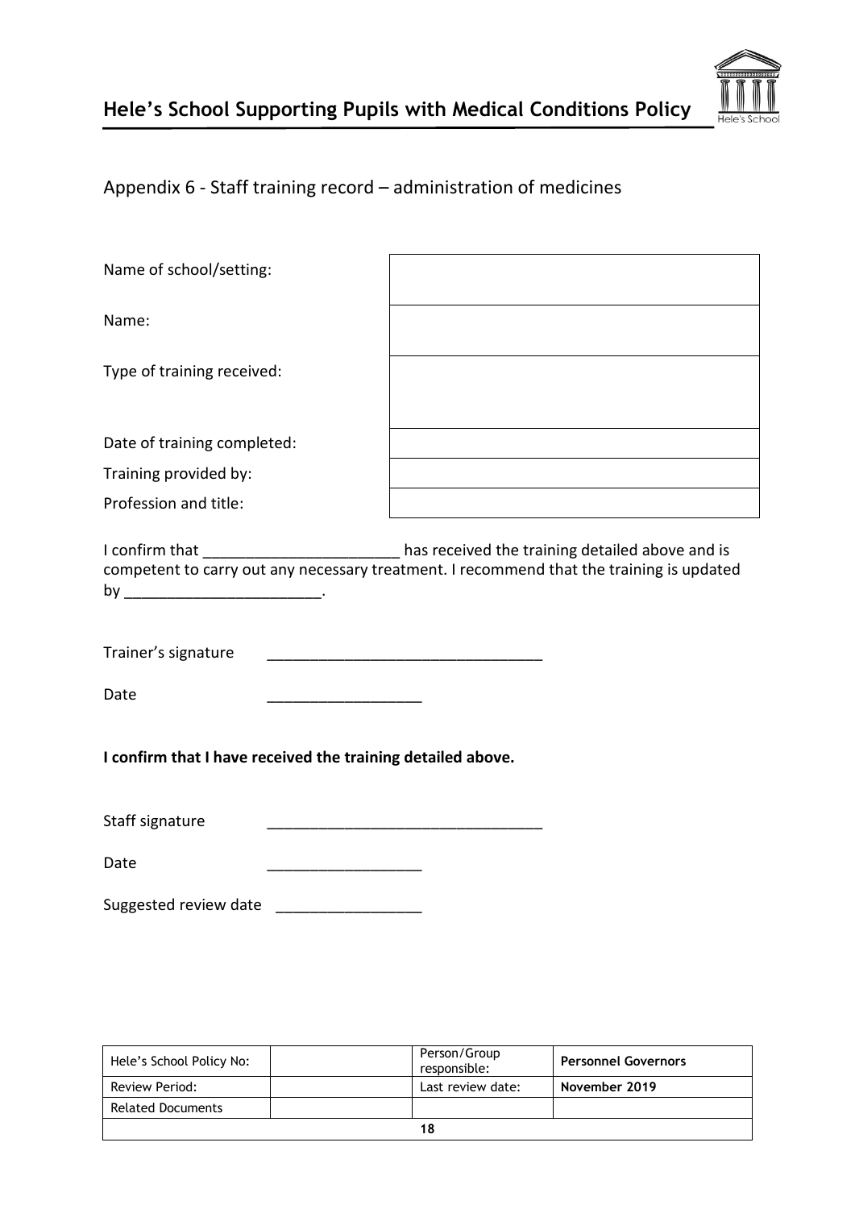## Appendix 6 - Staff training record – administration of medicines

| | |
|---|---|
| Name of school/setting: | |
| Name: | |
| Type of training received: | |
| Date of training completed: | |
| Training provided by: | |
| Profession and title: | |

I confirm that _______________________ has received the training detailed above and is competent to carry out any necessary treatment. I recommend that the training is updated by _______________________.

Trainer's signature _________________________________

Date __________________

**I confirm that I have received the training detailed above.**

Staff signature _________________________________

Date __________________

Suggested review date _________________

| Hele's School Policy No: | | Person/Group responsible: | **Personnel Governors** |
|---|---|---|---|
| Review Period: | | Last review date: | **November 2019** |
| Related Documents | | | |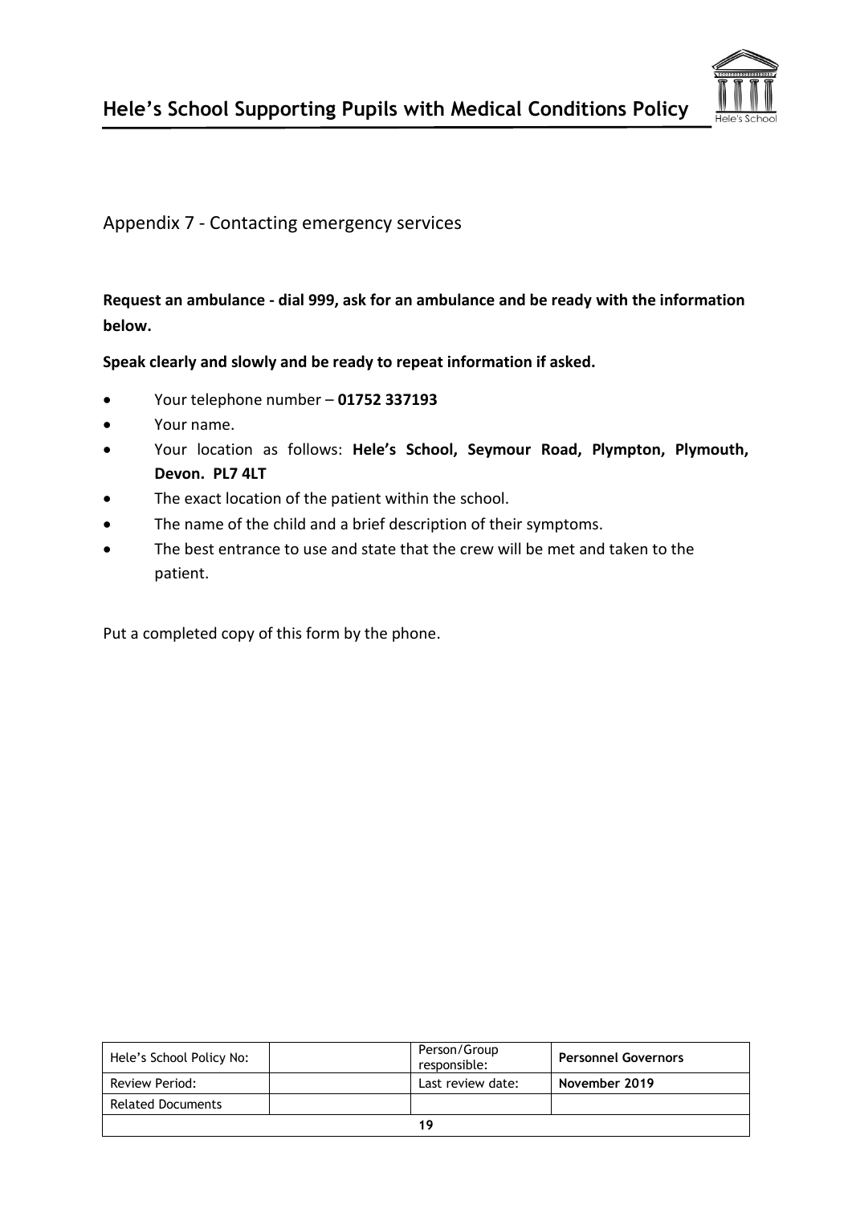## Appendix 7 - Contacting emergency services

**Request an ambulance - dial 999, ask for an ambulance and be ready with the information below.**

**Speak clearly and slowly and be ready to repeat information if asked.**

- Your telephone number – **01752 337193**
- Your name.
- Your location as follows: **Hele's School, Seymour Road, Plympton, Plymouth, Devon. PL7 4LT**
- The exact location of the patient within the school.
- The name of the child and a brief description of their symptoms.
- The best entrance to use and state that the crew will be met and taken to the patient.

Put a completed copy of this form by the phone.

| Hele's School Policy No: | | Person/Group responsible: | **Personnel Governors** |
|---|---|---|---|
| Review Period: | | Last review date: | **November 2019** |
| Related Documents | | | |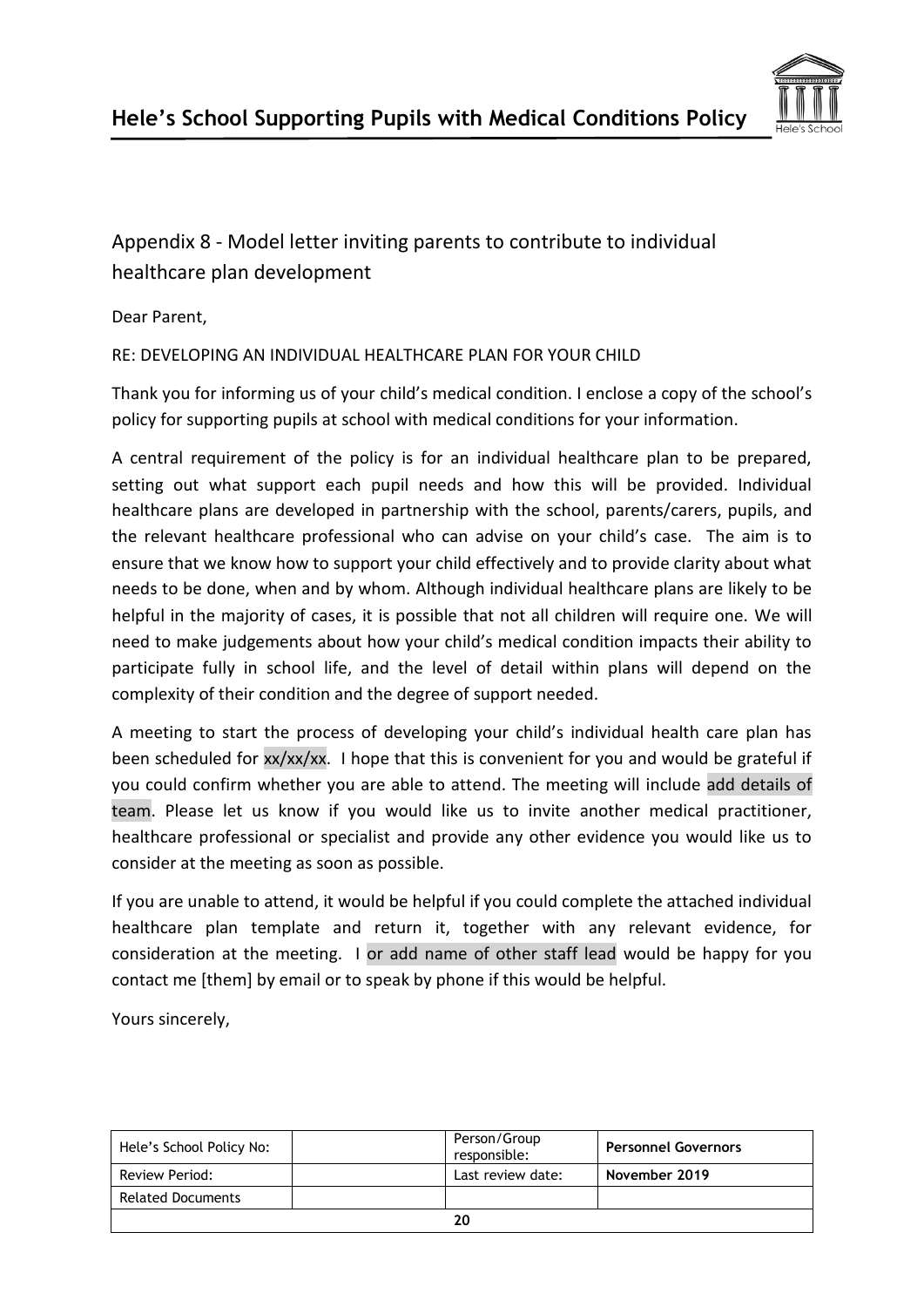## Appendix 8 - Model letter inviting parents to contribute to individual healthcare plan development

Dear Parent,

RE: DEVELOPING AN INDIVIDUAL HEALTHCARE PLAN FOR YOUR CHILD

Thank you for informing us of your child's medical condition. I enclose a copy of the school's policy for supporting pupils at school with medical conditions for your information.

A central requirement of the policy is for an individual healthcare plan to be prepared, setting out what support each pupil needs and how this will be provided. Individual healthcare plans are developed in partnership with the school, parents/carers, pupils, and the relevant healthcare professional who can advise on your child's case. The aim is to ensure that we know how to support your child effectively and to provide clarity about what needs to be done, when and by whom. Although individual healthcare plans are likely to be helpful in the majority of cases, it is possible that not all children will require one. We will need to make judgements about how your child's medical condition impacts their ability to participate fully in school life, and the level of detail within plans will depend on the complexity of their condition and the degree of support needed.

A meeting to start the process of developing your child's individual health care plan has been scheduled for xx/xx/xx. I hope that this is convenient for you and would be grateful if you could confirm whether you are able to attend. The meeting will include add details of team. Please let us know if you would like us to invite another medical practitioner, healthcare professional or specialist and provide any other evidence you would like us to consider at the meeting as soon as possible.

If you are unable to attend, it would be helpful if you could complete the attached individual healthcare plan template and return it, together with any relevant evidence, for consideration at the meeting. I or add name of other staff lead would be happy for you contact me [them] by email or to speak by phone if this would be helpful.

Yours sincerely,

| | | | |
|---|---|---|---|
| Hele's School Policy No: | | Person/Group responsible: | **Personnel Governors** |
| Review Period: | | Last review date: | **November 2019** |
| Related Documents | | | |